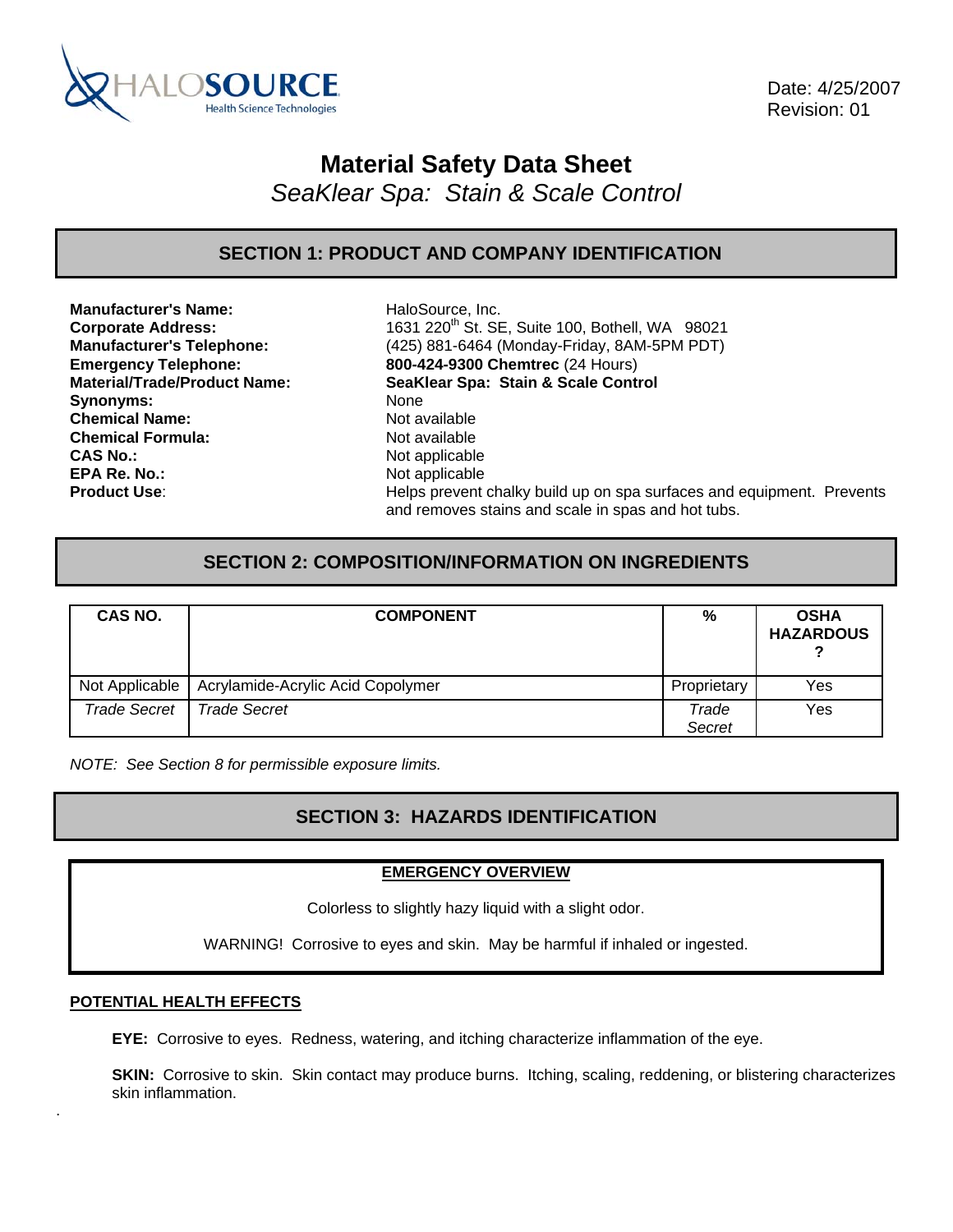HALOSOURCE Health Science Technologies

Date: 4/25/2007
Revision: 01

# Material Safety Data Sheet

*SeaKlear Spa: Stain & Scale Control*

## SECTION 1: PRODUCT AND COMPANY IDENTIFICATION

| | |
|---|---|
| **Manufacturer's Name:** | HaloSource, Inc. |
| **Corporate Address:** | 1631 220th St. SE, Suite 100, Bothell, WA 98021 |
| **Manufacturer's Telephone:** | (425) 881-6464 (Monday-Friday, 8AM-5PM PDT) |
| **Emergency Telephone:** | **800-424-9300 Chemtrec** (24 Hours) |
| **Material/Trade/Product Name:** | **SeaKlear Spa: Stain & Scale Control** |
| **Synonyms:** | None |
| **Chemical Name:** | Not available |
| **Chemical Formula:** | Not available |
| **CAS No.:** | Not applicable |
| **EPA Re. No.:** | Not applicable |
| **Product Use:** | Helps prevent chalky build up on spa surfaces and equipment. Prevents and removes stains and scale in spas and hot tubs. |

## SECTION 2: COMPOSITION/INFORMATION ON INGREDIENTS

| CAS NO. | COMPONENT | % | OSHA HAZARDOUS ? |
|---|---|---|---|
| Not Applicable | Acrylamide-Acrylic Acid Copolymer | Proprietary | Yes |
| *Trade Secret* | *Trade Secret* | *Trade Secret* | Yes |

*NOTE: See Section 8 for permissible exposure limits.*

## SECTION 3: HAZARDS IDENTIFICATION

**EMERGENCY OVERVIEW**

Colorless to slightly hazy liquid with a slight odor.

WARNING! Corrosive to eyes and skin. May be harmful if inhaled or ingested.

**POTENTIAL HEALTH EFFECTS**

**EYE:** Corrosive to eyes. Redness, watering, and itching characterize inflammation of the eye.

**SKIN:** Corrosive to skin. Skin contact may produce burns. Itching, scaling, reddening, or blistering characterizes skin inflammation.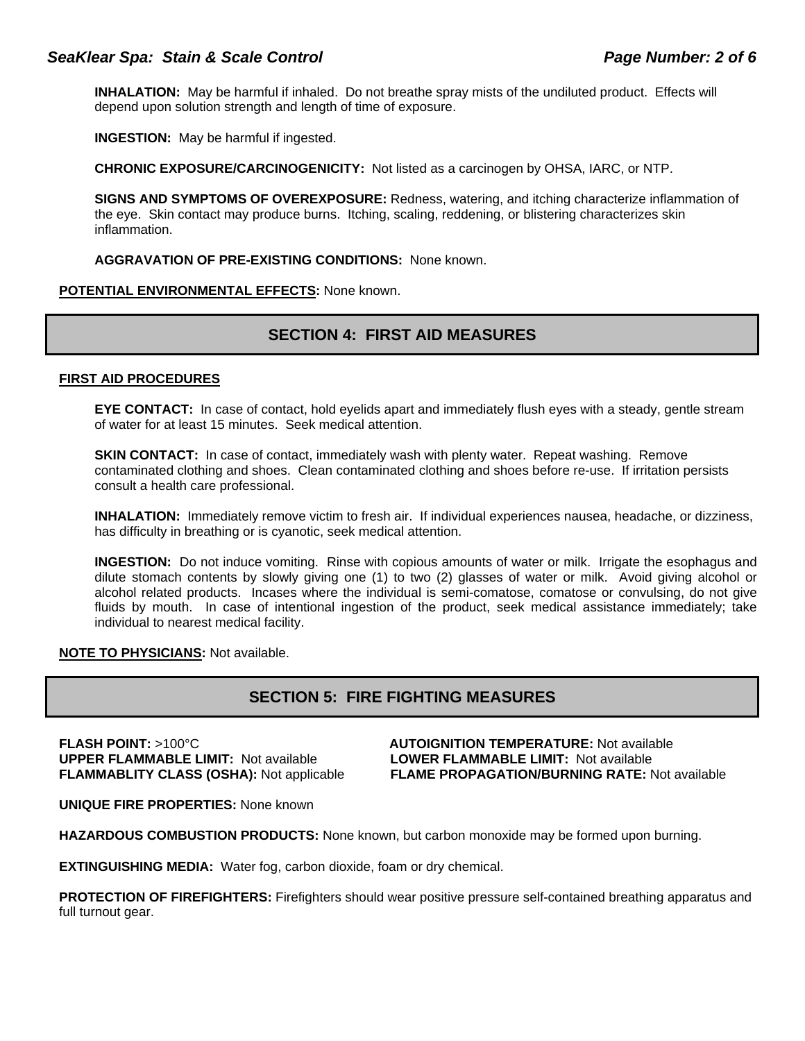**INHALATION:** May be harmful if inhaled. Do not breathe spray mists of the undiluted product. Effects will depend upon solution strength and length of time of exposure.

**INGESTION:** May be harmful if ingested.

**CHRONIC EXPOSURE/CARCINOGENICITY:** Not listed as a carcinogen by OHSA, IARC, or NTP.

**SIGNS AND SYMPTOMS OF OVEREXPOSURE:** Redness, watering, and itching characterize inflammation of the eye. Skin contact may produce burns. Itching, scaling, reddening, or blistering characterizes skin inflammation.

**AGGRAVATION OF PRE-EXISTING CONDITIONS:** None known.

**POTENTIAL ENVIRONMENTAL EFFECTS:** None known.

## SECTION 4: FIRST AID MEASURES

**FIRST AID PROCEDURES**

**EYE CONTACT:** In case of contact, hold eyelids apart and immediately flush eyes with a steady, gentle stream of water for at least 15 minutes. Seek medical attention.

**SKIN CONTACT:** In case of contact, immediately wash with plenty water. Repeat washing. Remove contaminated clothing and shoes. Clean contaminated clothing and shoes before re-use. If irritation persists consult a health care professional.

**INHALATION:** Immediately remove victim to fresh air. If individual experiences nausea, headache, or dizziness, has difficulty in breathing or is cyanotic, seek medical attention.

**INGESTION:** Do not induce vomiting. Rinse with copious amounts of water or milk. Irrigate the esophagus and dilute stomach contents by slowly giving one (1) to two (2) glasses of water or milk. Avoid giving alcohol or alcohol related products. Incases where the individual is semi-comatose, comatose or convulsing, do not give fluids by mouth. In case of intentional ingestion of the product, seek medical assistance immediately; take individual to nearest medical facility.

**NOTE TO PHYSICIANS:** Not available.

## SECTION 5: FIRE FIGHTING MEASURES

**FLASH POINT:** >100°C

**AUTOIGNITION TEMPERATURE:** Not available

**UPPER FLAMMABLE LIMIT:** Not available

**LOWER FLAMMABLE LIMIT:** Not available

**FLAMMABLITY CLASS (OSHA):** Not applicable

**FLAME PROPAGATION/BURNING RATE:** Not available

**UNIQUE FIRE PROPERTIES:** None known

**HAZARDOUS COMBUSTION PRODUCTS:** None known, but carbon monoxide may be formed upon burning.

**EXTINGUISHING MEDIA:** Water fog, carbon dioxide, foam or dry chemical.

**PROTECTION OF FIREFIGHTERS:** Firefighters should wear positive pressure self-contained breathing apparatus and full turnout gear.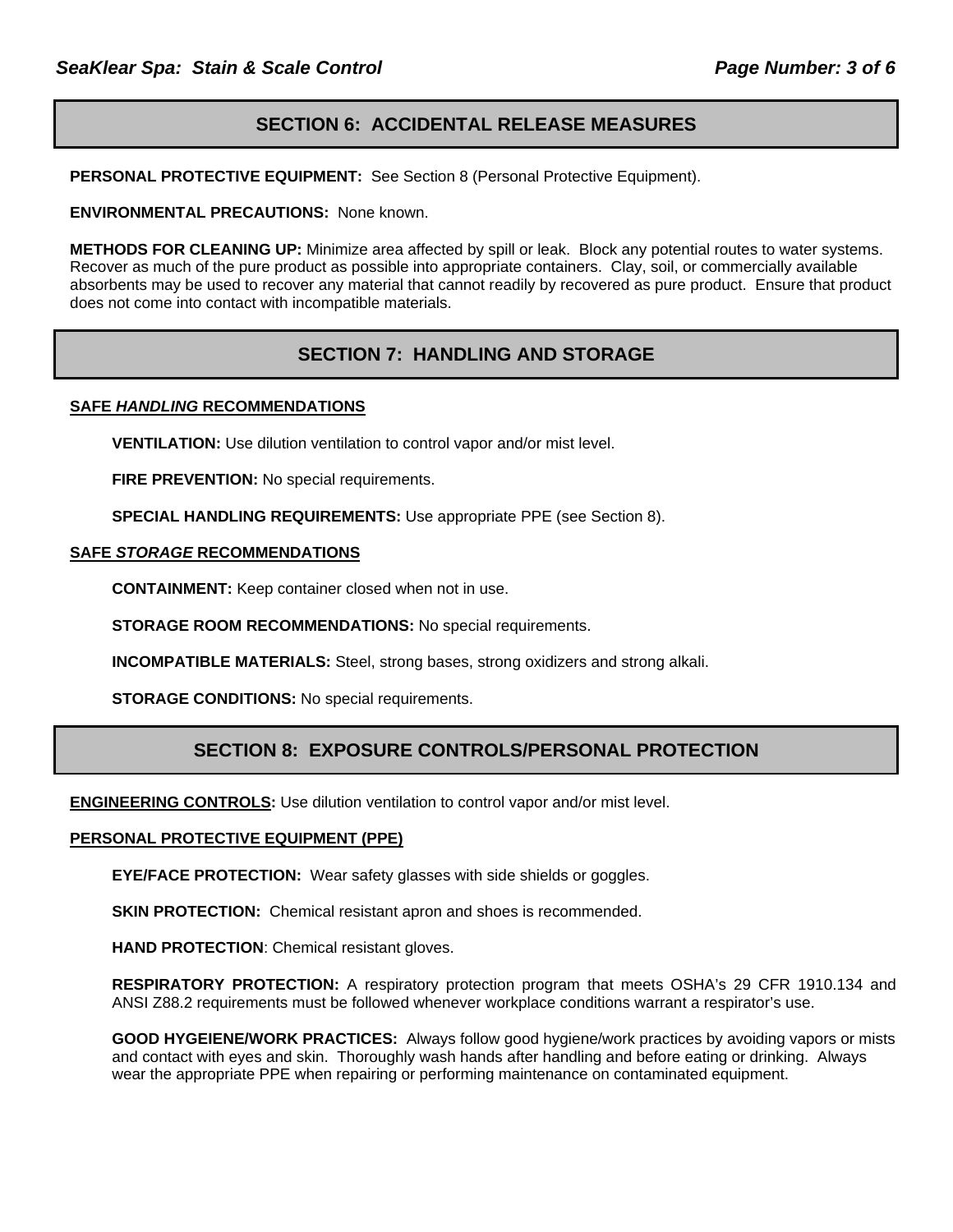## SECTION 6: ACCIDENTAL RELEASE MEASURES

**PERSONAL PROTECTIVE EQUIPMENT:** See Section 8 (Personal Protective Equipment).

**ENVIRONMENTAL PRECAUTIONS:** None known.

**METHODS FOR CLEANING UP:** Minimize area affected by spill or leak. Block any potential routes to water systems. Recover as much of the pure product as possible into appropriate containers. Clay, soil, or commercially available absorbents may be used to recover any material that cannot readily by recovered as pure product. Ensure that product does not come into contact with incompatible materials.

## SECTION 7: HANDLING AND STORAGE

**SAFE *HANDLING* RECOMMENDATIONS**

**VENTILATION:** Use dilution ventilation to control vapor and/or mist level.

**FIRE PREVENTION:** No special requirements.

**SPECIAL HANDLING REQUIREMENTS:** Use appropriate PPE (see Section 8).

**SAFE *STORAGE* RECOMMENDATIONS**

**CONTAINMENT:** Keep container closed when not in use.

**STORAGE ROOM RECOMMENDATIONS:** No special requirements.

**INCOMPATIBLE MATERIALS:** Steel, strong bases, strong oxidizers and strong alkali.

**STORAGE CONDITIONS:** No special requirements.

## SECTION 8: EXPOSURE CONTROLS/PERSONAL PROTECTION

**ENGINEERING CONTROLS:** Use dilution ventilation to control vapor and/or mist level.

**PERSONAL PROTECTIVE EQUIPMENT (PPE)**

**EYE/FACE PROTECTION:** Wear safety glasses with side shields or goggles.

**SKIN PROTECTION:** Chemical resistant apron and shoes is recommended.

**HAND PROTECTION**: Chemical resistant gloves.

**RESPIRATORY PROTECTION:** A respiratory protection program that meets OSHA's 29 CFR 1910.134 and ANSI Z88.2 requirements must be followed whenever workplace conditions warrant a respirator's use.

**GOOD HYGEIENE/WORK PRACTICES:** Always follow good hygiene/work practices by avoiding vapors or mists and contact with eyes and skin. Thoroughly wash hands after handling and before eating or drinking. Always wear the appropriate PPE when repairing or performing maintenance on contaminated equipment.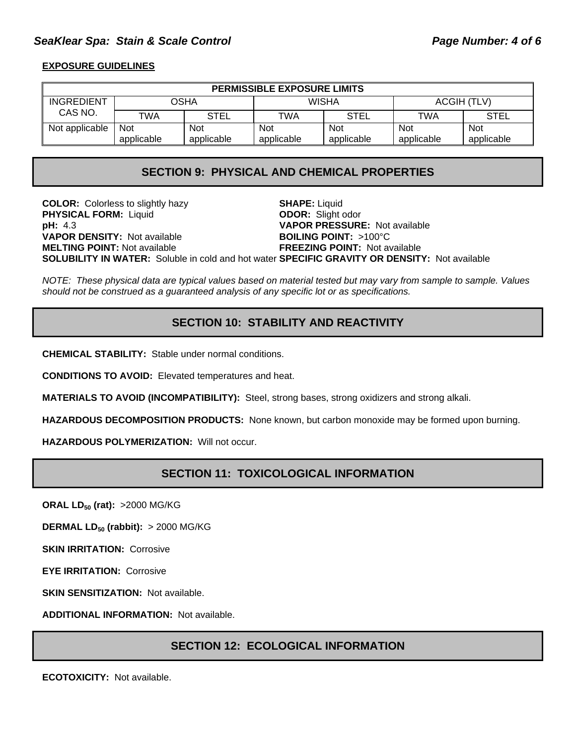**EXPOSURE GUIDELINES**

| PERMISSIBLE EXPOSURE LIMITS | | | | | | |
|---|---|---|---|---|---|---|
| INGREDIENT CAS NO. | OSHA | | WISHA | | ACGIH (TLV) | |
| | TWA | STEL | TWA | STEL | TWA | STEL |
| Not applicable | Not applicable | Not applicable | Not applicable | Not applicable | Not applicable | Not applicable |

## SECTION 9: PHYSICAL AND CHEMICAL PROPERTIES

**COLOR:** Colorless to slightly hazy
**SHAPE:** Liquid
**PHYSICAL FORM:** Liquid
**ODOR:** Slight odor
**pH:** 4.3
**VAPOR PRESSURE:** Not available
**VAPOR DENSITY:** Not available
**BOILING POINT:** >100°C
**MELTING POINT:** Not available
**FREEZING POINT:** Not available
**SOLUBILITY IN WATER:** Soluble in cold and hot water
**SPECIFIC GRAVITY OR DENSITY:** Not available

*NOTE: These physical data are typical values based on material tested but may vary from sample to sample. Values should not be construed as a guaranteed analysis of any specific lot or as specifications.*

## SECTION 10: STABILITY AND REACTIVITY

**CHEMICAL STABILITY:** Stable under normal conditions.

**CONDITIONS TO AVOID:** Elevated temperatures and heat.

**MATERIALS TO AVOID (INCOMPATIBILITY):** Steel, strong bases, strong oxidizers and strong alkali.

**HAZARDOUS DECOMPOSITION PRODUCTS:** None known, but carbon monoxide may be formed upon burning.

**HAZARDOUS POLYMERIZATION:** Will not occur.

## SECTION 11: TOXICOLOGICAL INFORMATION

**ORAL $LD_{50}$ (rat):** >2000 MG/KG

**DERMAL $LD_{50}$ (rabbit):** > 2000 MG/KG

**SKIN IRRITATION:** Corrosive

**EYE IRRITATION:** Corrosive

**SKIN SENSITIZATION:** Not available.

**ADDITIONAL INFORMATION:** Not available.

## SECTION 12: ECOLOGICAL INFORMATION

**ECOTOXICITY:** Not available.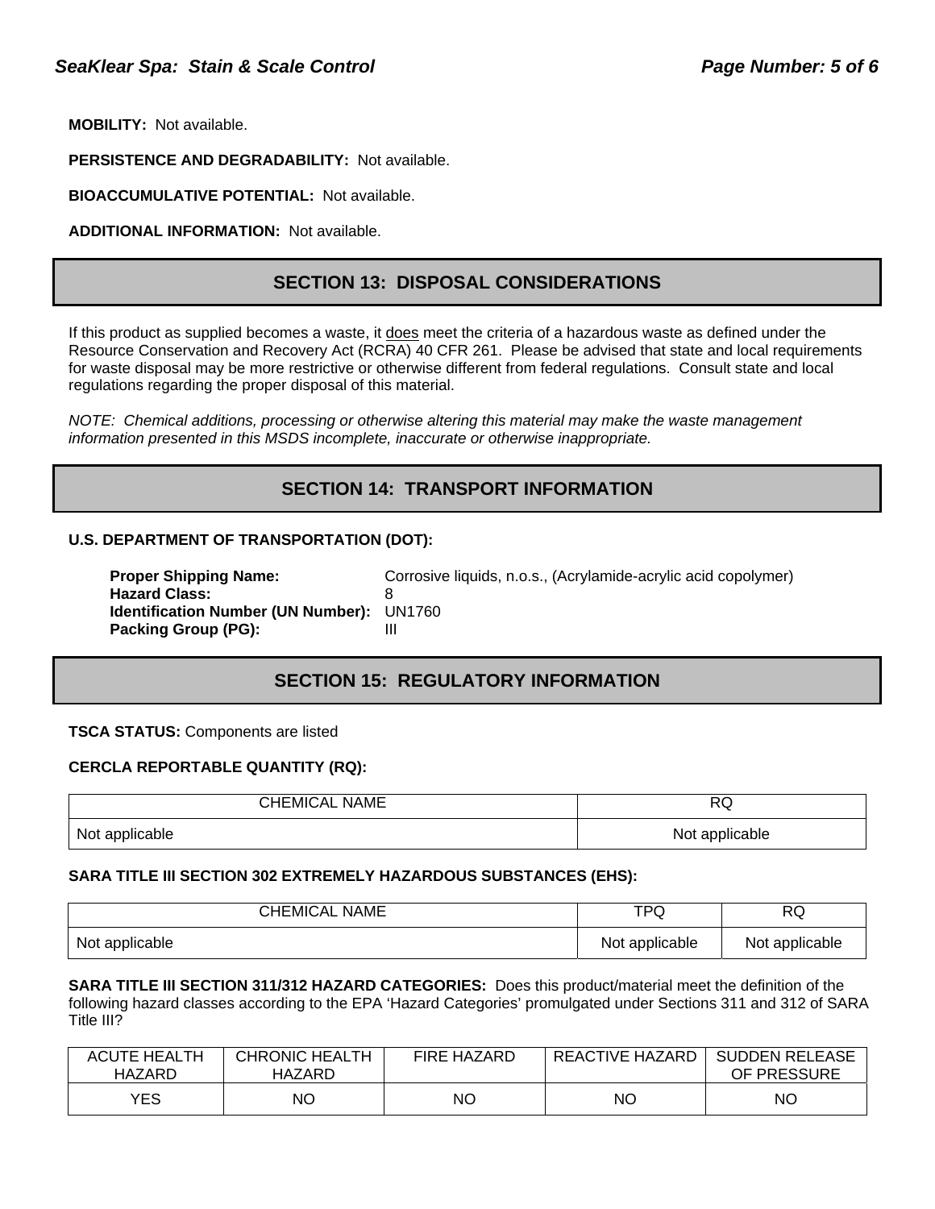**MOBILITY:** Not available.

**PERSISTENCE AND DEGRADABILITY:** Not available.

**BIOACCUMULATIVE POTENTIAL:** Not available.

**ADDITIONAL INFORMATION:** Not available.

## SECTION 13: DISPOSAL CONSIDERATIONS

If this product as supplied becomes a waste, it does meet the criteria of a hazardous waste as defined under the Resource Conservation and Recovery Act (RCRA) 40 CFR 261. Please be advised that state and local requirements for waste disposal may be more restrictive or otherwise different from federal regulations. Consult state and local regulations regarding the proper disposal of this material.

*NOTE: Chemical additions, processing or otherwise altering this material may make the waste management information presented in this MSDS incomplete, inaccurate or otherwise inappropriate.*

## SECTION 14: TRANSPORT INFORMATION

**U.S. DEPARTMENT OF TRANSPORTATION (DOT):**

**Proper Shipping Name:** Corrosive liquids, n.o.s., (Acrylamide-acrylic acid copolymer)
**Hazard Class:** 8
**Identification Number (UN Number):** UN1760
**Packing Group (PG):** III

## SECTION 15: REGULATORY INFORMATION

**TSCA STATUS:** Components are listed

**CERCLA REPORTABLE QUANTITY (RQ):**

| CHEMICAL NAME | RQ |
|---|---|
| Not applicable | Not applicable |

**SARA TITLE III SECTION 302 EXTREMELY HAZARDOUS SUBSTANCES (EHS):**

| CHEMICAL NAME | TPQ | RQ |
|---|---|---|
| Not applicable | Not applicable | Not applicable |

**SARA TITLE III SECTION 311/312 HAZARD CATEGORIES:** Does this product/material meet the definition of the following hazard classes according to the EPA 'Hazard Categories' promulgated under Sections 311 and 312 of SARA Title III?

| ACUTE HEALTH HAZARD | CHRONIC HEALTH HAZARD | FIRE HAZARD | REACTIVE HAZARD | SUDDEN RELEASE OF PRESSURE |
|---|---|---|---|---|
| YES | NO | NO | NO | NO |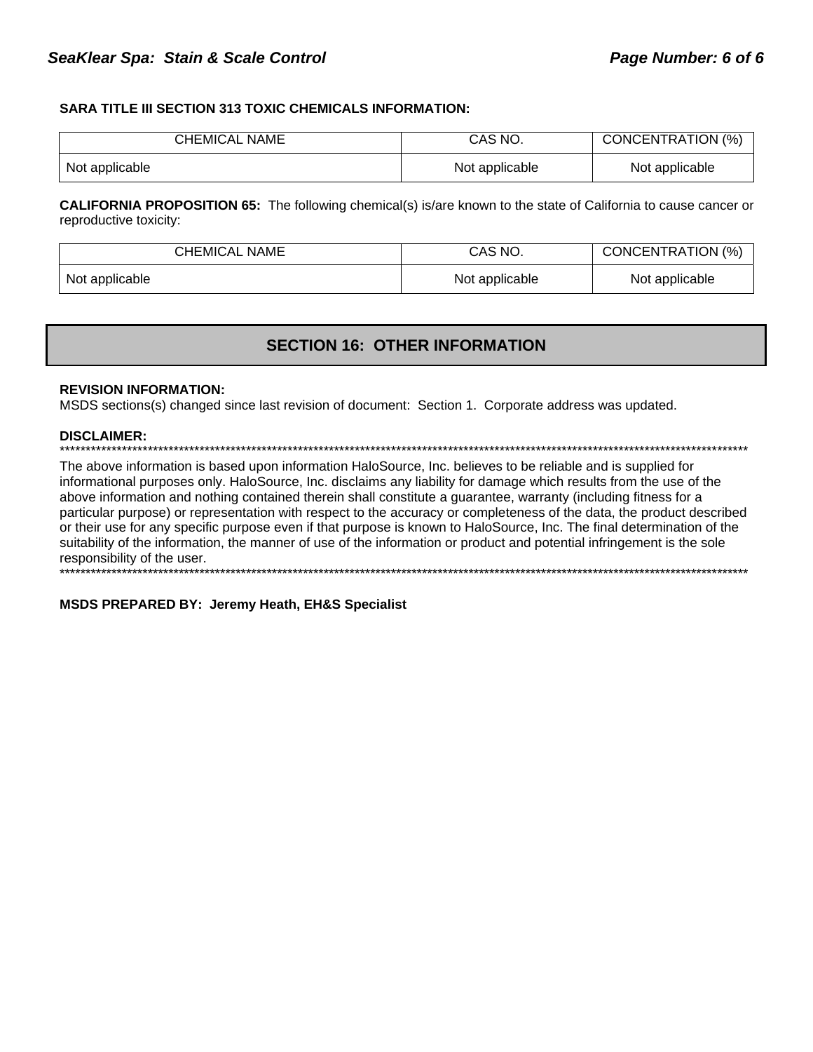**SARA TITLE III SECTION 313 TOXIC CHEMICALS INFORMATION:**

| CHEMICAL NAME | CAS NO. | CONCENTRATION (%) |
|---|---|---|
| Not applicable | Not applicable | Not applicable |

**CALIFORNIA PROPOSITION 65:** The following chemical(s) is/are known to the state of California to cause cancer or reproductive toxicity:

| CHEMICAL NAME | CAS NO. | CONCENTRATION (%) |
|---|---|---|
| Not applicable | Not applicable | Not applicable |

## SECTION 16: OTHER INFORMATION

**REVISION INFORMATION:**
MSDS sections(s) changed since last revision of document: Section 1. Corporate address was updated.

**DISCLAIMER:**

*****************************************************************************************************************************************

The above information is based upon information HaloSource, Inc. believes to be reliable and is supplied for informational purposes only. HaloSource, Inc. disclaims any liability for damage which results from the use of the above information and nothing contained therein shall constitute a guarantee, warranty (including fitness for a particular purpose) or representation with respect to the accuracy or completeness of the data, the product described or their use for any specific purpose even if that purpose is known to HaloSource, Inc. The final determination of the suitability of the information, the manner of use of the information or product and potential infringement is the sole responsibility of the user.

*****************************************************************************************************************************************

**MSDS PREPARED BY: Jeremy Heath, EH&S Specialist**